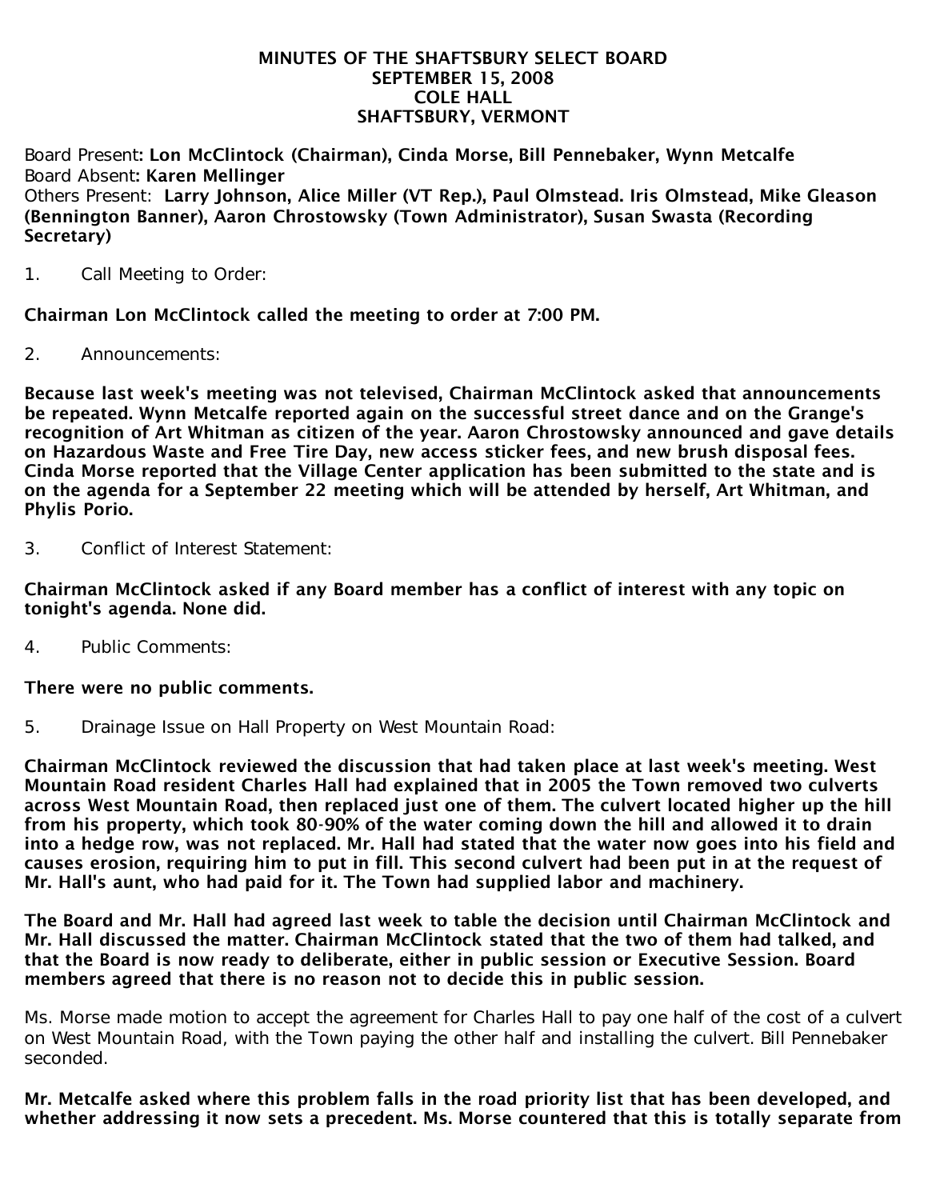# MINUTES OF THE SHAFTSBURY SELECT BOARD
## SEPTEMBER 15, 2008
## COLE HALL
## SHAFTSBURY, VERMONT

Board Present: **Lon McClintock (Chairman), Cinda Morse, Bill Pennebaker, Wynn Metcalfe**
Board Absent: **Karen Mellinger**
Others Present: **Larry Johnson, Alice Miller (VT Rep.), Paul Olmstead. Iris Olmstead, Mike Gleason (Bennington Banner), Aaron Chrostowsky (Town Administrator), Susan Swasta (Recording Secretary)**

1. Call Meeting to Order:

**Chairman Lon McClintock called the meeting to order at 7:00 PM.**

2. Announcements:

**Because last week's meeting was not televised, Chairman McClintock asked that announcements be repeated. Wynn Metcalfe reported again on the successful street dance and on the Grange's recognition of Art Whitman as citizen of the year. Aaron Chrostowsky announced and gave details on Hazardous Waste and Free Tire Day, new access sticker fees, and new brush disposal fees. Cinda Morse reported that the Village Center application has been submitted to the state and is on the agenda for a September 22 meeting which will be attended by herself, Art Whitman, and Phylis Porio.**

3. Conflict of Interest Statement:

**Chairman McClintock asked if any Board member has a conflict of interest with any topic on tonight's agenda. None did.**

4. Public Comments:

**There were no public comments.**

5. Drainage Issue on Hall Property on West Mountain Road:

**Chairman McClintock reviewed the discussion that had taken place at last week's meeting. West Mountain Road resident Charles Hall had explained that in 2005 the Town removed two culverts across West Mountain Road, then replaced just one of them. The culvert located higher up the hill from his property, which took 80-90% of the water coming down the hill and allowed it to drain into a hedge row, was not replaced. Mr. Hall had stated that the water now goes into his field and causes erosion, requiring him to put in fill. This second culvert had been put in at the request of Mr. Hall's aunt, who had paid for it. The Town had supplied labor and machinery.**

**The Board and Mr. Hall had agreed last week to table the decision until Chairman McClintock and Mr. Hall discussed the matter. Chairman McClintock stated that the two of them had talked, and that the Board is now ready to deliberate, either in public session or Executive Session. Board members agreed that there is no reason not to decide this in public session.**

Ms. Morse made motion to accept the agreement for Charles Hall to pay one half of the cost of a culvert on West Mountain Road, with the Town paying the other half and installing the culvert. Bill Pennebaker seconded.

**Mr. Metcalfe asked where this problem falls in the road priority list that has been developed, and whether addressing it now sets a precedent. Ms. Morse countered that this is totally separate from**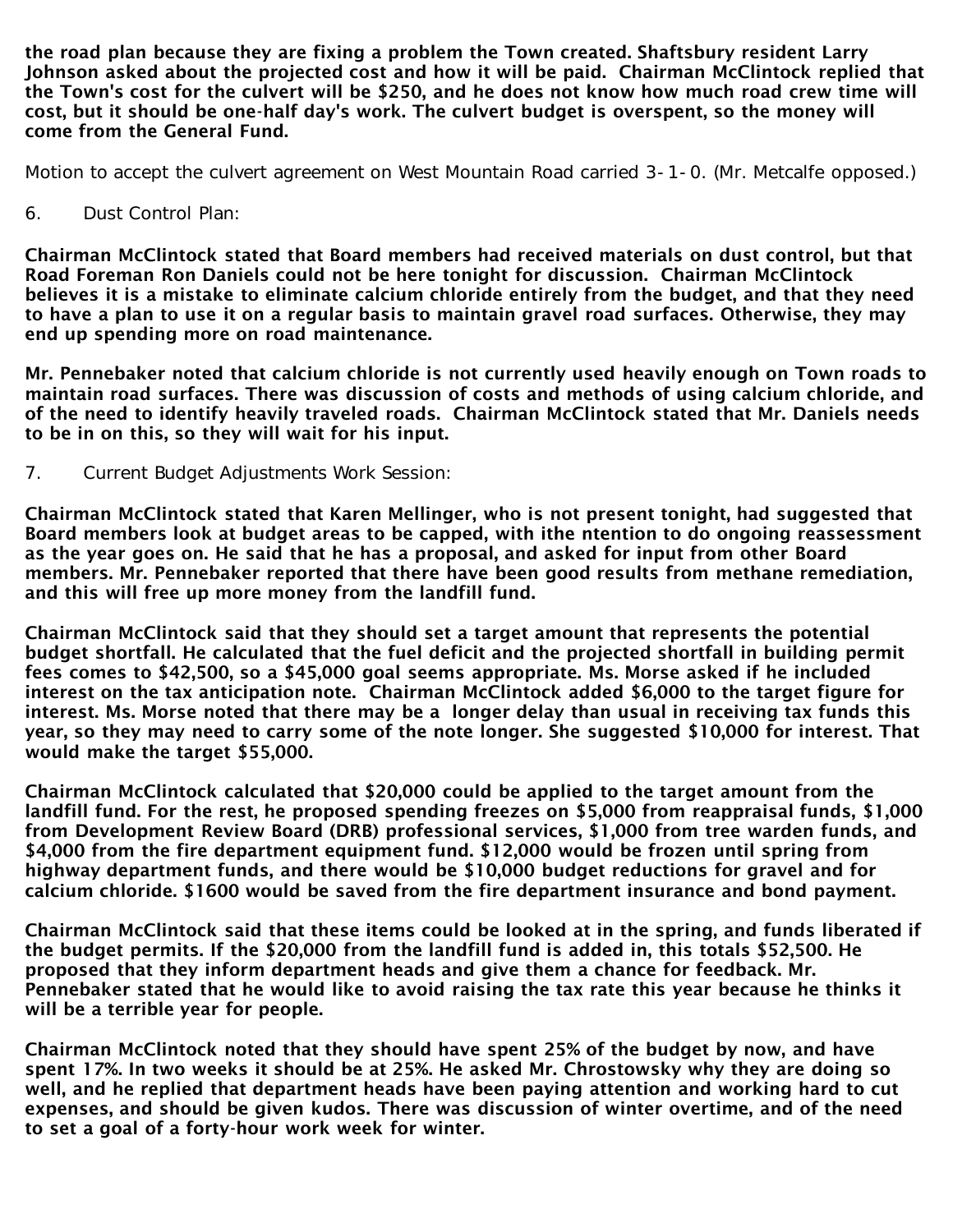**the road plan because they are fixing a problem the Town created. Shaftsbury resident Larry Johnson asked about the projected cost and how it will be paid. Chairman McClintock replied that the Town's cost for the culvert will be $250, and he does not know how much road crew time will cost, but it should be one-half day's work. The culvert budget is overspent, so the money will come from the General Fund.**

Motion to accept the culvert agreement on West Mountain Road carried 3-1-0. (Mr. Metcalfe opposed.)

6. Dust Control Plan:

**Chairman McClintock stated that Board members had received materials on dust control, but that Road Foreman Ron Daniels could not be here tonight for discussion. Chairman McClintock believes it is a mistake to eliminate calcium chloride entirely from the budget, and that they need to have a plan to use it on a regular basis to maintain gravel road surfaces. Otherwise, they may end up spending more on road maintenance.**

**Mr. Pennebaker noted that calcium chloride is not currently used heavily enough on Town roads to maintain road surfaces. There was discussion of costs and methods of using calcium chloride, and of the need to identify heavily traveled roads. Chairman McClintock stated that Mr. Daniels needs to be in on this, so they will wait for his input.**

7. Current Budget Adjustments Work Session:

**Chairman McClintock stated that Karen Mellinger, who is not present tonight, had suggested that Board members look at budget areas to be capped, with ithe ntention to do ongoing reassessment as the year goes on. He said that he has a proposal, and asked for input from other Board members. Mr. Pennebaker reported that there have been good results from methane remediation, and this will free up more money from the landfill fund.**

**Chairman McClintock said that they should set a target amount that represents the potential budget shortfall. He calculated that the fuel deficit and the projected shortfall in building permit fees comes to $42,500, so a $45,000 goal seems appropriate. Ms. Morse asked if he included interest on the tax anticipation note. Chairman McClintock added $6,000 to the target figure for interest. Ms. Morse noted that there may be a longer delay than usual in receiving tax funds this year, so they may need to carry some of the note longer. She suggested $10,000 for interest. That would make the target $55,000.**

**Chairman McClintock calculated that $20,000 could be applied to the target amount from the landfill fund. For the rest, he proposed spending freezes on $5,000 from reappraisal funds, $1,000 from Development Review Board (DRB) professional services, $1,000 from tree warden funds, and $4,000 from the fire department equipment fund. $12,000 would be frozen until spring from highway department funds, and there would be $10,000 budget reductions for gravel and for calcium chloride. $1600 would be saved from the fire department insurance and bond payment.**

**Chairman McClintock said that these items could be looked at in the spring, and funds liberated if the budget permits. If the $20,000 from the landfill fund is added in, this totals $52,500. He proposed that they inform department heads and give them a chance for feedback. Mr. Pennebaker stated that he would like to avoid raising the tax rate this year because he thinks it will be a terrible year for people.**

**Chairman McClintock noted that they should have spent 25% of the budget by now, and have spent 17%. In two weeks it should be at 25%. He asked Mr. Chrostowsky why they are doing so well, and he replied that department heads have been paying attention and working hard to cut expenses, and should be given kudos. There was discussion of winter overtime, and of the need to set a goal of a forty-hour work week for winter.**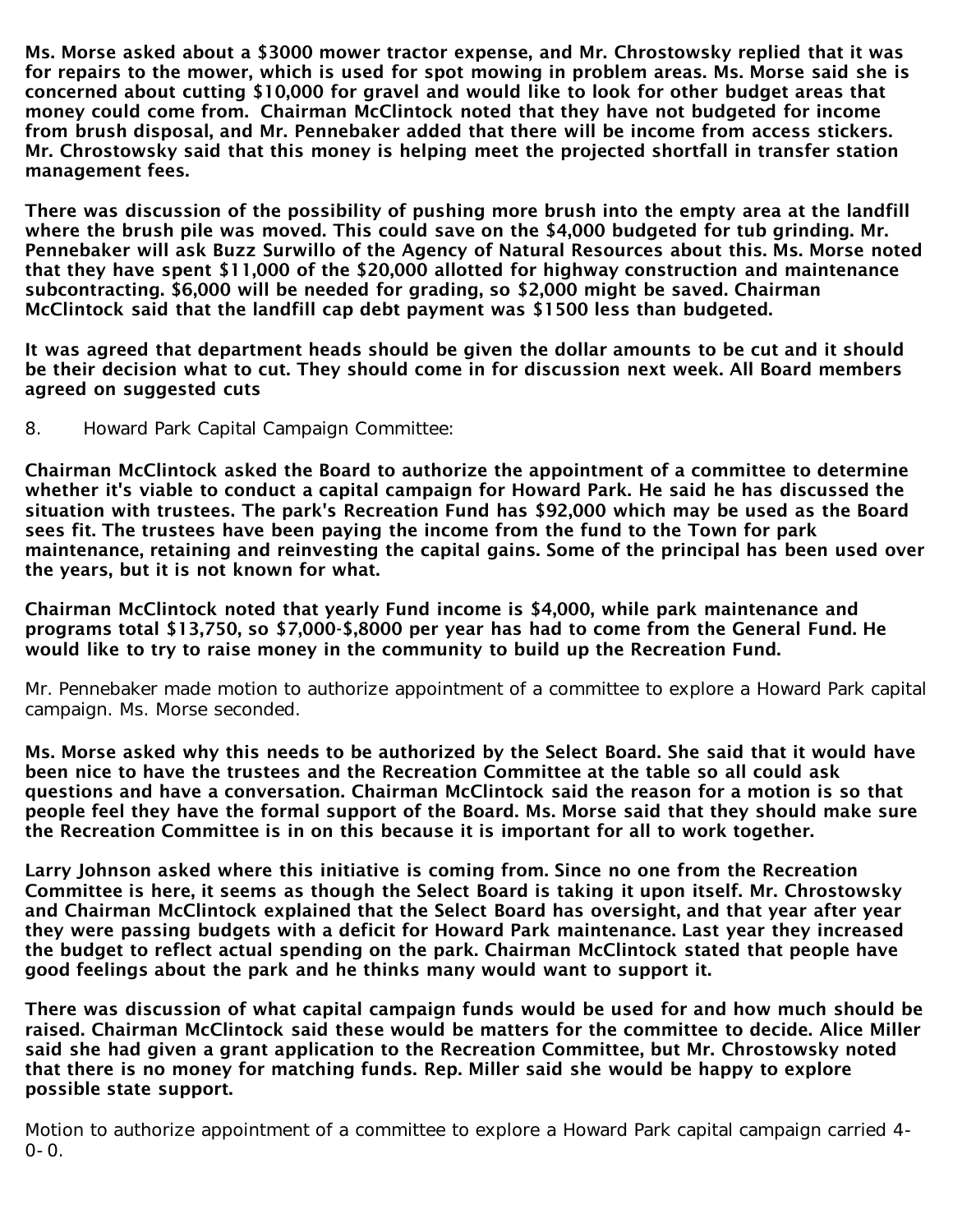**Ms. Morse asked about a $3000 mower tractor expense, and Mr. Chrostowsky replied that it was for repairs to the mower, which is used for spot mowing in problem areas. Ms. Morse said she is concerned about cutting $10,000 for gravel and would like to look for other budget areas that money could come from. Chairman McClintock noted that they have not budgeted for income from brush disposal, and Mr. Pennebaker added that there will be income from access stickers. Mr. Chrostowsky said that this money is helping meet the projected shortfall in transfer station management fees.**

**There was discussion of the possibility of pushing more brush into the empty area at the landfill where the brush pile was moved. This could save on the $4,000 budgeted for tub grinding. Mr. Pennebaker will ask Buzz Surwillo of the Agency of Natural Resources about this. Ms. Morse noted that they have spent $11,000 of the $20,000 allotted for highway construction and maintenance subcontracting. $6,000 will be needed for grading, so $2,000 might be saved. Chairman McClintock said that the landfill cap debt payment was $1500 less than budgeted.**

**It was agreed that department heads should be given the dollar amounts to be cut and it should be their decision what to cut. They should come in for discussion next week. All Board members agreed on suggested cuts**

8. Howard Park Capital Campaign Committee:

**Chairman McClintock asked the Board to authorize the appointment of a committee to determine whether it's viable to conduct a capital campaign for Howard Park. He said he has discussed the situation with trustees. The park's Recreation Fund has $92,000 which may be used as the Board sees fit. The trustees have been paying the income from the fund to the Town for park maintenance, retaining and reinvesting the capital gains. Some of the principal has been used over the years, but it is not known for what.**

**Chairman McClintock noted that yearly Fund income is $4,000, while park maintenance and programs total $13,750, so $7,000-$,8000 per year has had to come from the General Fund. He would like to try to raise money in the community to build up the Recreation Fund.**

Mr. Pennebaker made motion to authorize appointment of a committee to explore a Howard Park capital campaign. Ms. Morse seconded.

**Ms. Morse asked why this needs to be authorized by the Select Board. She said that it would have been nice to have the trustees and the Recreation Committee at the table so all could ask questions and have a conversation. Chairman McClintock said the reason for a motion is so that people feel they have the formal support of the Board. Ms. Morse said that they should make sure the Recreation Committee is in on this because it is important for all to work together.**

**Larry Johnson asked where this initiative is coming from. Since no one from the Recreation Committee is here, it seems as though the Select Board is taking it upon itself. Mr. Chrostowsky and Chairman McClintock explained that the Select Board has oversight, and that year after year they were passing budgets with a deficit for Howard Park maintenance. Last year they increased the budget to reflect actual spending on the park. Chairman McClintock stated that people have good feelings about the park and he thinks many would want to support it.**

**There was discussion of what capital campaign funds would be used for and how much should be raised. Chairman McClintock said these would be matters for the committee to decide. Alice Miller said she had given a grant application to the Recreation Committee, but Mr. Chrostowsky noted that there is no money for matching funds. Rep. Miller said she would be happy to explore possible state support.**

Motion to authorize appointment of a committee to explore a Howard Park capital campaign carried 4-0-0.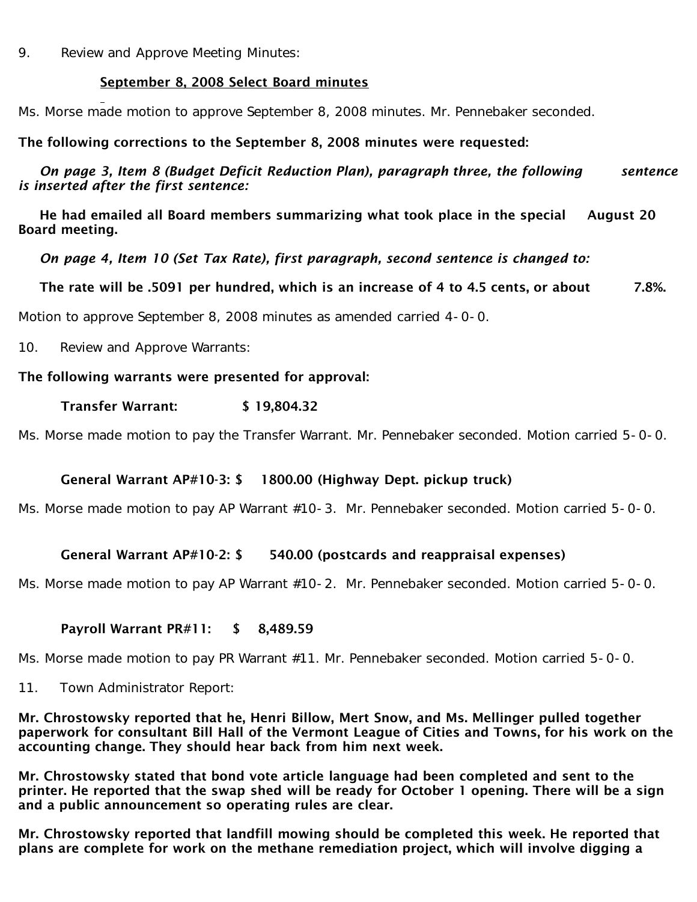9. Review and Approve Meeting Minutes:

**<u>September 8, 2008 Select Board minutes</u>**

Ms. Morse made motion to approve September 8, 2008 minutes. Mr. Pennebaker seconded.

**The following corrections to the September 8, 2008 minutes were requested:**

***On page 3, Item 8 (Budget Deficit Reduction Plan), paragraph three, the following sentence is inserted after the first sentence:***

**He had emailed all Board members summarizing what took place in the special August 20 Board meeting.**

***On page 4, Item 10 (Set Tax Rate), first paragraph, second sentence is changed to:***

**The rate will be .5091 per hundred, which is an increase of 4 to 4.5 cents, or about 7.8%.**

Motion to approve September 8, 2008 minutes as amended carried 4-0-0.

10. Review and Approve Warrants:

**The following warrants were presented for approval:**

**Transfer Warrant: $ 19,804.32**

Ms. Morse made motion to pay the Transfer Warrant. Mr. Pennebaker seconded. Motion carried 5-0-0.

**General Warrant AP#10-3: $ 1800.00 (Highway Dept. pickup truck)**

Ms. Morse made motion to pay AP Warrant #10-3. Mr. Pennebaker seconded. Motion carried 5-0-0.

**General Warrant AP#10-2: $ 540.00 (postcards and reappraisal expenses)**

Ms. Morse made motion to pay AP Warrant #10-2. Mr. Pennebaker seconded. Motion carried 5-0-0.

**Payroll Warrant PR#11: $ 8,489.59**

Ms. Morse made motion to pay PR Warrant #11. Mr. Pennebaker seconded. Motion carried 5-0-0.

11. Town Administrator Report:

**Mr. Chrostowsky reported that he, Henri Billow, Mert Snow, and Ms. Mellinger pulled together paperwork for consultant Bill Hall of the Vermont League of Cities and Towns, for his work on the accounting change. They should hear back from him next week.**

**Mr. Chrostowsky stated that bond vote article language had been completed and sent to the printer. He reported that the swap shed will be ready for October 1 opening. There will be a sign and a public announcement so operating rules are clear.**

**Mr. Chrostowsky reported that landfill mowing should be completed this week. He reported that plans are complete for work on the methane remediation project, which will involve digging a**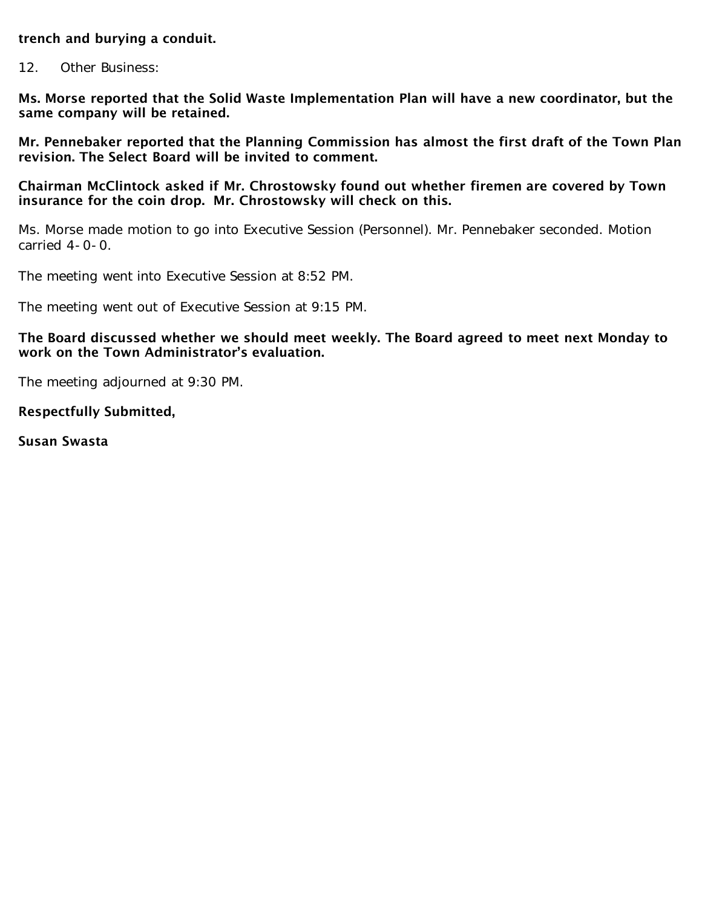**trench and burying a conduit.**

12. Other Business:

**Ms. Morse reported that the Solid Waste Implementation Plan will have a new coordinator, but the same company will be retained.**

**Mr. Pennebaker reported that the Planning Commission has almost the first draft of the Town Plan revision. The Select Board will be invited to comment.**

**Chairman McClintock asked if Mr. Chrostowsky found out whether firemen are covered by Town insurance for the coin drop. Mr. Chrostowsky will check on this.**

Ms. Morse made motion to go into Executive Session (Personnel). Mr. Pennebaker seconded. Motion carried 4-0-0.

The meeting went into Executive Session at 8:52 PM.

The meeting went out of Executive Session at 9:15 PM.

**The Board discussed whether we should meet weekly. The Board agreed to meet next Monday to work on the Town Administrator's evaluation.**

The meeting adjourned at 9:30 PM.

**Respectfully Submitted,**

**Susan Swasta**